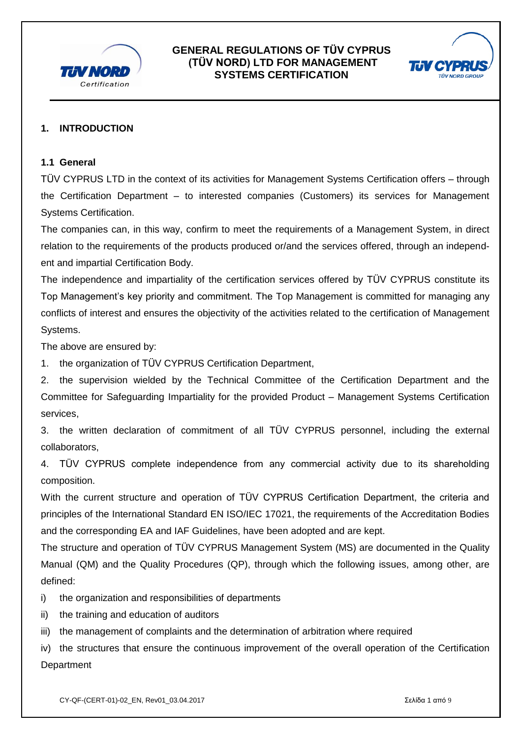# GENERAL REGULATIONS OF TÜV CYPRUS (TÜV NORD) LTD FOR MANAGEMENT SYSTEMS CERTIFICATION

## 1. INTRODUCTION

### 1.1 General

TÜV CYPRUS LTD in the context of its activities for Management Systems Certification offers – through the Certification Department – to interested companies (Customers) its services for Management Systems Certification.

The companies can, in this way, confirm to meet the requirements of a Management System, in direct relation to the requirements of the products produced or/and the services offered, through an independent and impartial Certification Body.

The independence and impartiality of the certification services offered by TÜV CYPRUS constitute its Top Management's key priority and commitment. The Top Management is committed for managing any conflicts of interest and ensures the objectivity of the activities related to the certification of Management Systems.

The above are ensured by:

1. the organization of TÜV CYPRUS Certification Department,
2. the supervision wielded by the Technical Committee of the Certification Department and the Committee for Safeguarding Impartiality for the provided Product – Management Systems Certification services,
3. the written declaration of commitment of all TÜV CYPRUS personnel, including the external collaborators,
4. TÜV CYPRUS complete independence from any commercial activity due to its shareholding composition.

With the current structure and operation of TÜV CYPRUS Certification Department, the criteria and principles of the International Standard EN ISO/IEC 17021, the requirements of the Accreditation Bodies and the corresponding EA and IAF Guidelines, have been adopted and are kept.

The structure and operation of TÜV CYPRUS Management System (MS) are documented in the Quality Manual (QM) and the Quality Procedures (QP), through which the following issues, among other, are defined:

i) the organization and responsibilities of departments
ii) the training and education of auditors
iii) the management of complaints and the determination of arbitration where required
iv) the structures that ensure the continuous improvement of the overall operation of the Certification Department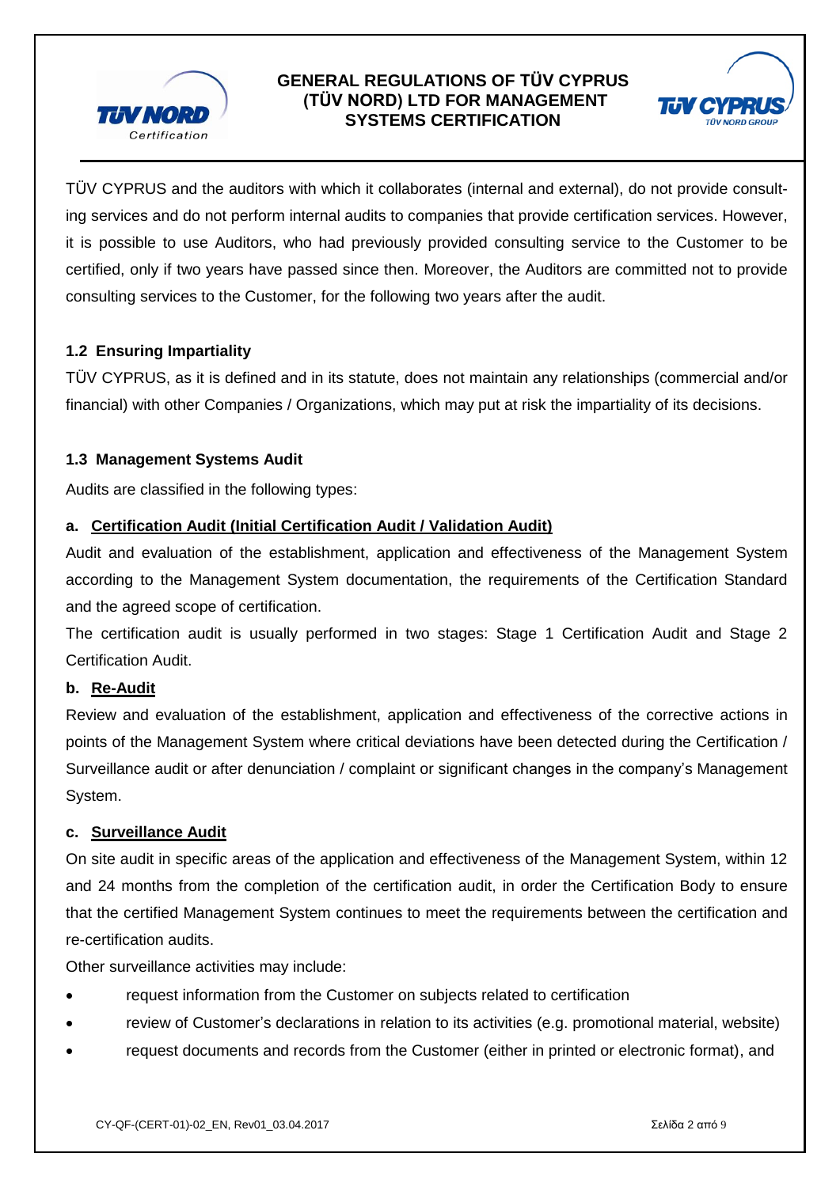TÜV CYPRUS and the auditors with which it collaborates (internal and external), do not provide consulting services and do not perform internal audits to companies that provide certification services. However, it is possible to use Auditors, who had previously provided consulting service to the Customer to be certified, only if two years have passed since then. Moreover, the Auditors are committed not to provide consulting services to the Customer, for the following two years after the audit.

### 1.2 Ensuring Impartiality

TÜV CYPRUS, as it is defined and in its statute, does not maintain any relationships (commercial and/or financial) with other Companies / Organizations, which may put at risk the impartiality of its decisions.

### 1.3 Management Systems Audit

Audits are classified in the following types:

**a. <u>Certification Audit (Initial Certification Audit / Validation Audit)</u>**

Audit and evaluation of the establishment, application and effectiveness of the Management System according to the Management System documentation, the requirements of the Certification Standard and the agreed scope of certification.

The certification audit is usually performed in two stages: Stage 1 Certification Audit and Stage 2 Certification Audit.

**b. <u>Re-Audit</u>**

Review and evaluation of the establishment, application and effectiveness of the corrective actions in points of the Management System where critical deviations have been detected during the Certification / Surveillance audit or after denunciation / complaint or significant changes in the company's Management System.

**c. <u>Surveillance Audit</u>**

On site audit in specific areas of the application and effectiveness of the Management System, within 12 and 24 months from the completion of the certification audit, in order the Certification Body to ensure that the certified Management System continues to meet the requirements between the certification and re-certification audits.

Other surveillance activities may include:

- request information from the Customer on subjects related to certification
- review of Customer's declarations in relation to its activities (e.g. promotional material, website)
- request documents and records from the Customer (either in printed or electronic format), and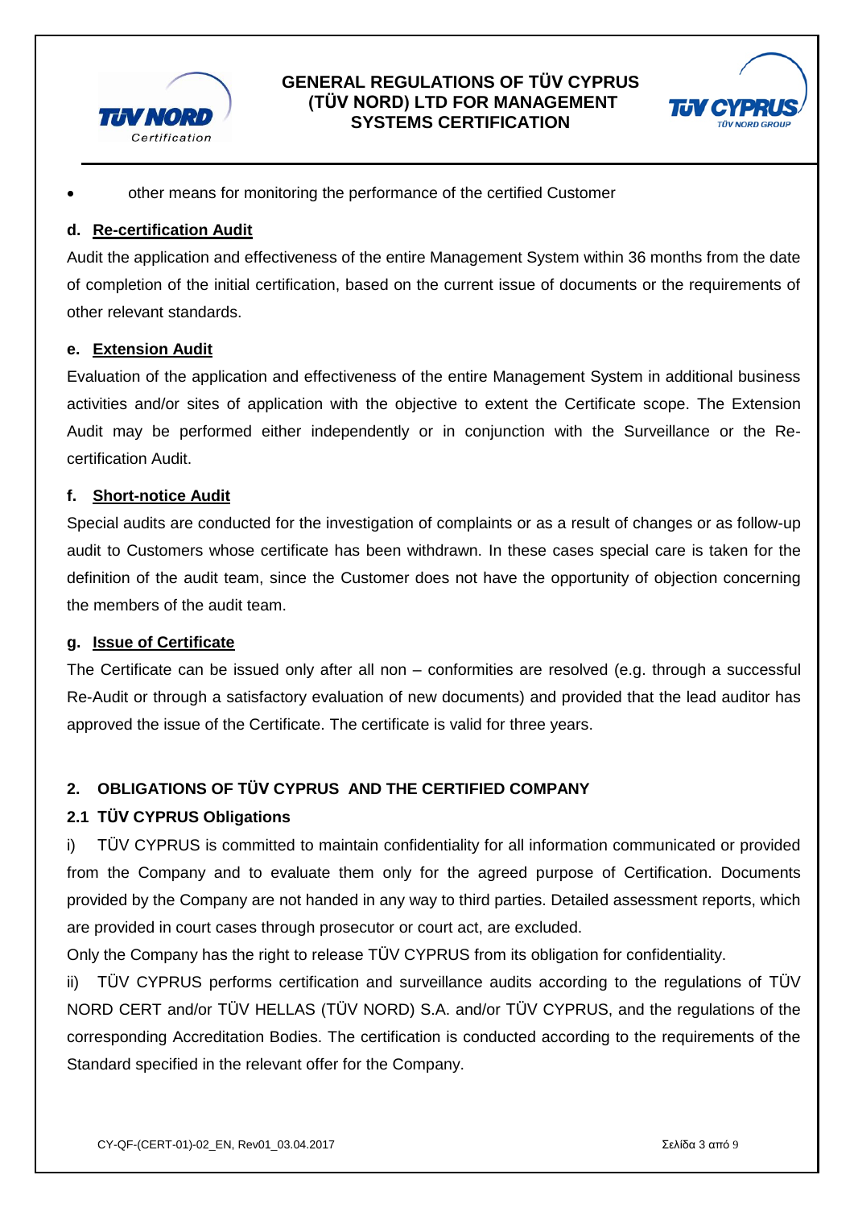- other means for monitoring the performance of the certified Customer

**d. Re-certification Audit**

Audit the application and effectiveness of the entire Management System within 36 months from the date of completion of the initial certification, based on the current issue of documents or the requirements of other relevant standards.

**e. Extension Audit**

Evaluation of the application and effectiveness of the entire Management System in additional business activities and/or sites of application with the objective to extent the Certificate scope. The Extension Audit may be performed either independently or in conjunction with the Surveillance or the Re-certification Audit.

**f. Short-notice Audit**

Special audits are conducted for the investigation of complaints or as a result of changes or as follow-up audit to Customers whose certificate has been withdrawn. In these cases special care is taken for the definition of the audit team, since the Customer does not have the opportunity of objection concerning the members of the audit team.

**g. Issue of Certificate**

The Certificate can be issued only after all non – conformities are resolved (e.g. through a successful Re-Audit or through a satisfactory evaluation of new documents) and provided that the lead auditor has approved the issue of the Certificate. The certificate is valid for three years.

## 2. OBLIGATIONS OF TÜV CYPRUS AND THE CERTIFIED COMPANY

### 2.1 TÜV CYPRUS Obligations

i) TÜV CYPRUS is committed to maintain confidentiality for all information communicated or provided from the Company and to evaluate them only for the agreed purpose of Certification. Documents provided by the Company are not handed in any way to third parties. Detailed assessment reports, which are provided in court cases through prosecutor or court act, are excluded.

Only the Company has the right to release TÜV CYPRUS from its obligation for confidentiality.

ii) TÜV CYPRUS performs certification and surveillance audits according to the regulations of TÜV NORD CERT and/or TÜV HELLAS (TÜV NORD) S.A. and/or TÜV CYPRUS, and the regulations of the corresponding Accreditation Bodies. The certification is conducted according to the requirements of the Standard specified in the relevant offer for the Company.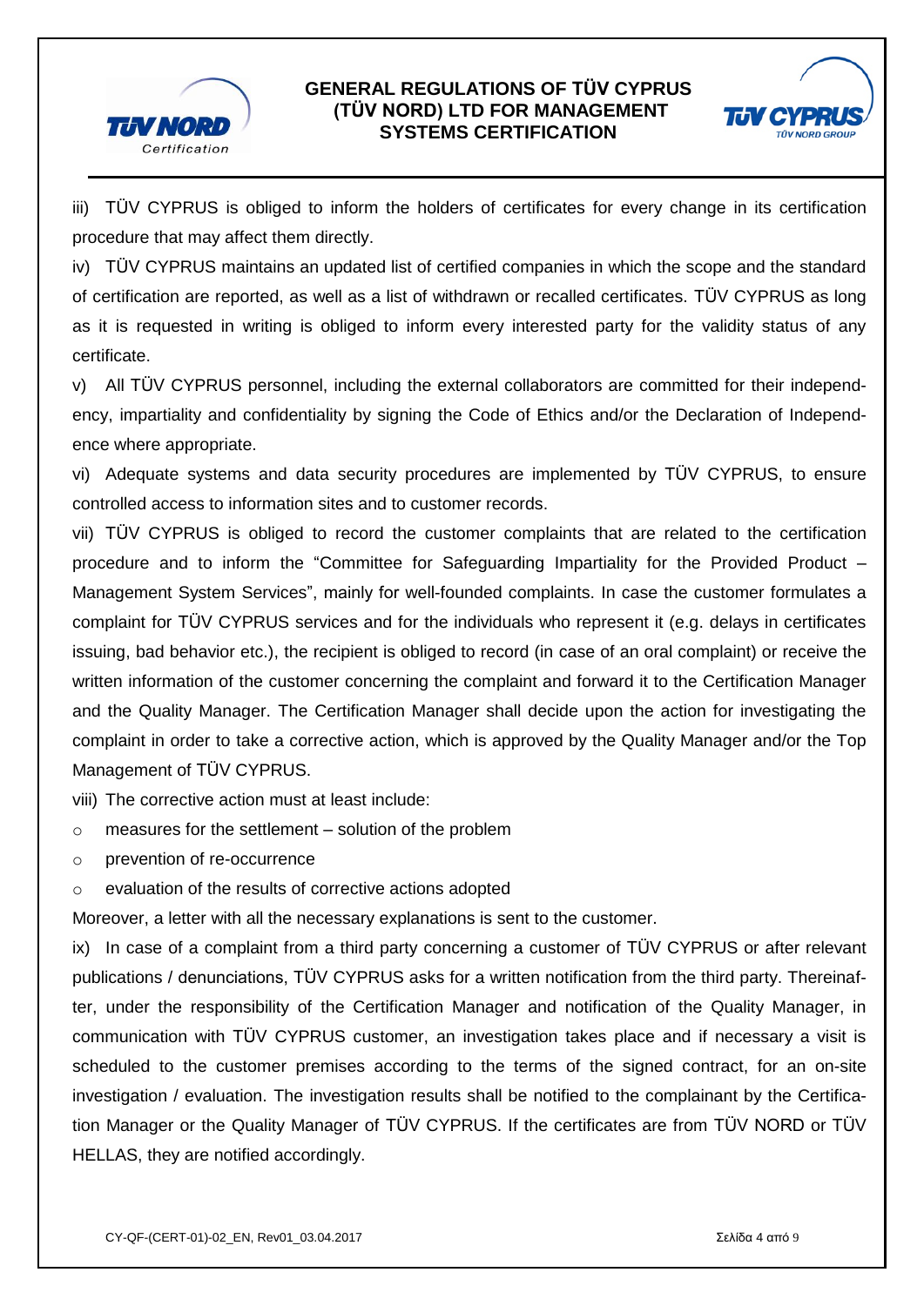iii) TÜV CYPRUS is obliged to inform the holders of certificates for every change in its certification procedure that may affect them directly.

iv) TÜV CYPRUS maintains an updated list of certified companies in which the scope and the standard of certification are reported, as well as a list of withdrawn or recalled certificates. TÜV CYPRUS as long as it is requested in writing is obliged to inform every interested party for the validity status of any certificate.

v) All TÜV CYPRUS personnel, including the external collaborators are committed for their independency, impartiality and confidentiality by signing the Code of Ethics and/or the Declaration of Independence where appropriate.

vi) Adequate systems and data security procedures are implemented by TÜV CYPRUS, to ensure controlled access to information sites and to customer records.

vii) TÜV CYPRUS is obliged to record the customer complaints that are related to the certification procedure and to inform the "Committee for Safeguarding Impartiality for the Provided Product – Management System Services", mainly for well-founded complaints. In case the customer formulates a complaint for TÜV CYPRUS services and for the individuals who represent it (e.g. delays in certificates issuing, bad behavior etc.), the recipient is obliged to record (in case of an oral complaint) or receive the written information of the customer concerning the complaint and forward it to the Certification Manager and the Quality Manager. The Certification Manager shall decide upon the action for investigating the complaint in order to take a corrective action, which is approved by the Quality Manager and/or the Top Management of TÜV CYPRUS.

viii) The corrective action must at least include:

- measures for the settlement – solution of the problem
- prevention of re-occurrence
- evaluation of the results of corrective actions adopted

Moreover, a letter with all the necessary explanations is sent to the customer.

ix) In case of a complaint from a third party concerning a customer of TÜV CYPRUS or after relevant publications / denunciations, TÜV CYPRUS asks for a written notification from the third party. Thereinafter, under the responsibility of the Certification Manager and notification of the Quality Manager, in communication with TÜV CYPRUS customer, an investigation takes place and if necessary a visit is scheduled to the customer premises according to the terms of the signed contract, for an on-site investigation / evaluation. The investigation results shall be notified to the complainant by the Certification Manager or the Quality Manager of TÜV CYPRUS. If the certificates are from TÜV NORD or TÜV HELLAS, they are notified accordingly.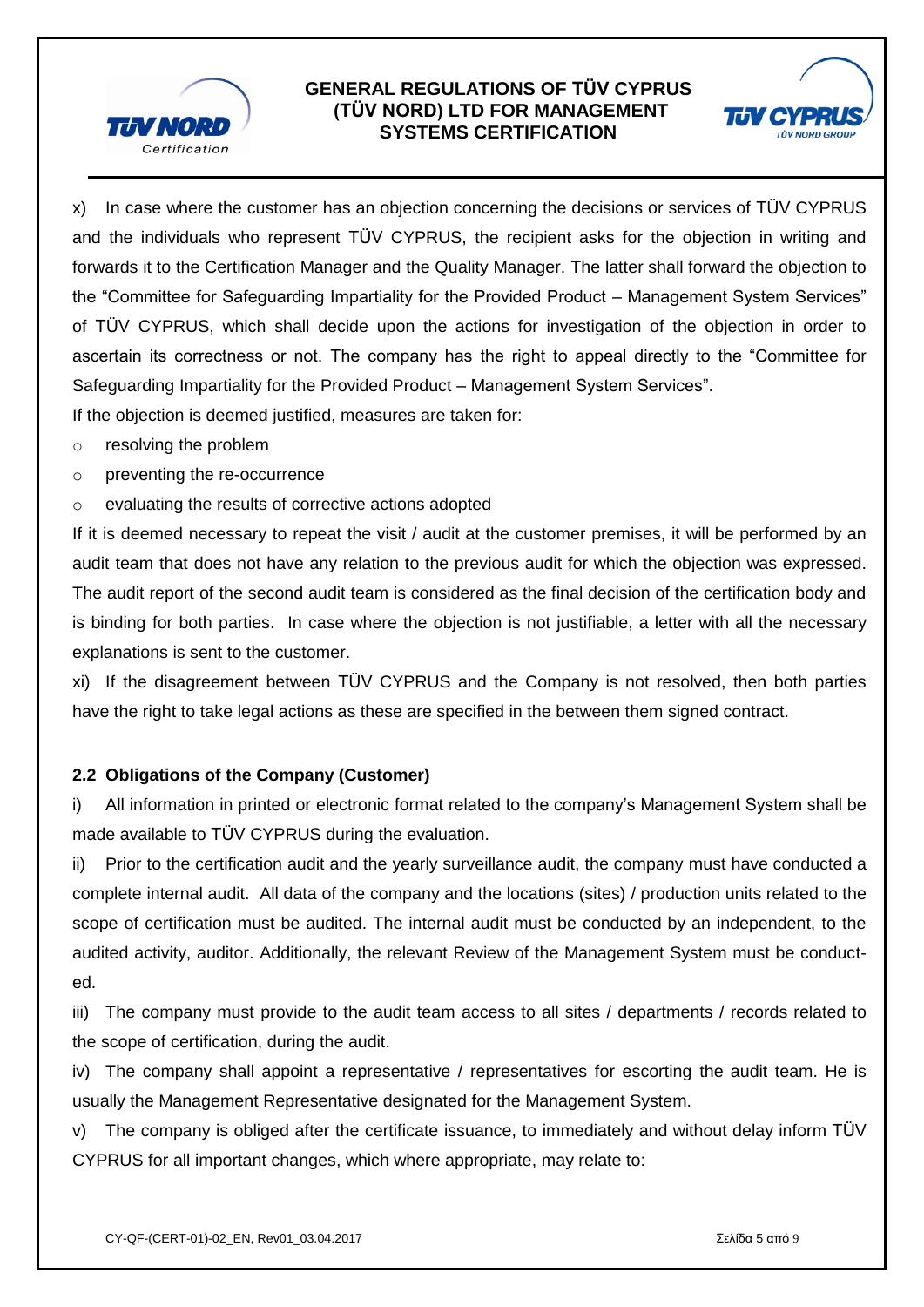x) In case where the customer has an objection concerning the decisions or services of TÜV CYPRUS and the individuals who represent TÜV CYPRUS, the recipient asks for the objection in writing and forwards it to the Certification Manager and the Quality Manager. The latter shall forward the objection to the "Committee for Safeguarding Impartiality for the Provided Product – Management System Services" of TÜV CYPRUS, which shall decide upon the actions for investigation of the objection in order to ascertain its correctness or not. The company has the right to appeal directly to the "Committee for Safeguarding Impartiality for the Provided Product – Management System Services".

If the objection is deemed justified, measures are taken for:

- resolving the problem
- preventing the re-occurrence
- evaluating the results of corrective actions adopted

If it is deemed necessary to repeat the visit / audit at the customer premises, it will be performed by an audit team that does not have any relation to the previous audit for which the objection was expressed. The audit report of the second audit team is considered as the final decision of the certification body and is binding for both parties. In case where the objection is not justifiable, a letter with all the necessary explanations is sent to the customer.

xi) If the disagreement between TÜV CYPRUS and the Company is not resolved, then both parties have the right to take legal actions as these are specified in the between them signed contract.

### 2.2 Obligations of the Company (Customer)

i) All information in printed or electronic format related to the company's Management System shall be made available to TÜV CYPRUS during the evaluation.

ii) Prior to the certification audit and the yearly surveillance audit, the company must have conducted a complete internal audit. All data of the company and the locations (sites) / production units related to the scope of certification must be audited. The internal audit must be conducted by an independent, to the audited activity, auditor. Additionally, the relevant Review of the Management System must be conducted.

iii) The company must provide to the audit team access to all sites / departments / records related to the scope of certification, during the audit.

iv) The company shall appoint a representative / representatives for escorting the audit team. He is usually the Management Representative designated for the Management System.

v) The company is obliged after the certificate issuance, to immediately and without delay inform TÜV CYPRUS for all important changes, which where appropriate, may relate to: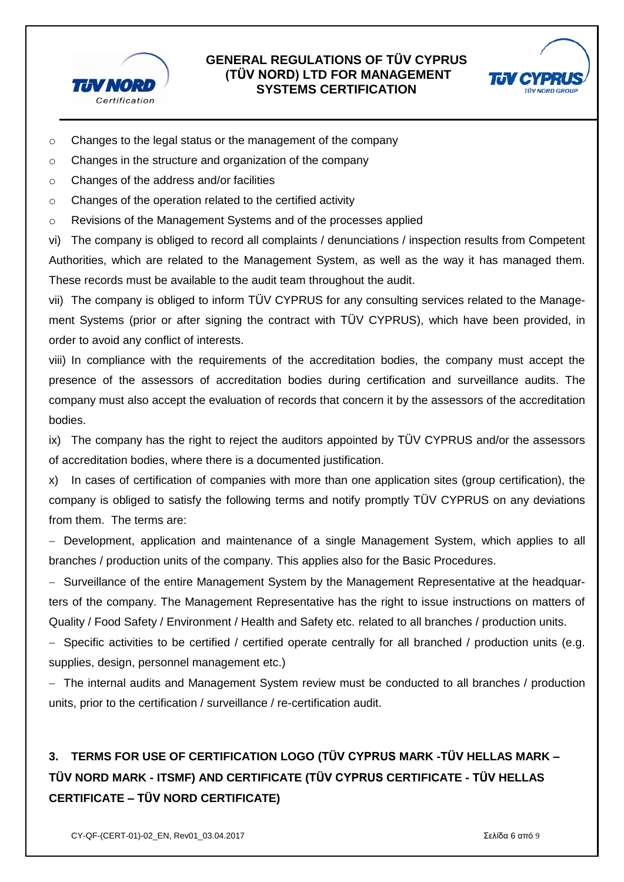- Changes to the legal status or the management of the company
- Changes in the structure and organization of the company
- Changes of the address and/or facilities
- Changes of the operation related to the certified activity
- Revisions of the Management Systems and of the processes applied

vi) The company is obliged to record all complaints / denunciations / inspection results from Competent Authorities, which are related to the Management System, as well as the way it has managed them. These records must be available to the audit team throughout the audit.

vii) The company is obliged to inform TÜV CYPRUS for any consulting services related to the Management Systems (prior or after signing the contract with TÜV CYPRUS), which have been provided, in order to avoid any conflict of interests.

viii) In compliance with the requirements of the accreditation bodies, the company must accept the presence of the assessors of accreditation bodies during certification and surveillance audits. The company must also accept the evaluation of records that concern it by the assessors of the accreditation bodies.

ix) The company has the right to reject the auditors appointed by TÜV CYPRUS and/or the assessors of accreditation bodies, where there is a documented justification.

x) In cases of certification of companies with more than one application sites (group certification), the company is obliged to satisfy the following terms and notify promptly TÜV CYPRUS on any deviations from them. The terms are:

- Development, application and maintenance of a single Management System, which applies to all branches / production units of the company. This applies also for the Basic Procedures.
- Surveillance of the entire Management System by the Management Representative at the headquarters of the company. The Management Representative has the right to issue instructions on matters of Quality / Food Safety / Environment / Health and Safety etc. related to all branches / production units.
- Specific activities to be certified / certified operate centrally for all branched / production units (e.g. supplies, design, personnel management etc.)
- The internal audits and Management System review must be conducted to all branches / production units, prior to the certification / surveillance / re-certification audit.

## 3. TERMS FOR USE OF CERTIFICATION LOGO (TÜV CYPRUS MARK -TÜV HELLAS MARK – TÜV NORD MARK - ITSMF) AND CERTIFICATE (TÜV CYPRUS CERTIFICATE - TÜV HELLAS CERTIFICATE – TÜV NORD CERTIFICATE)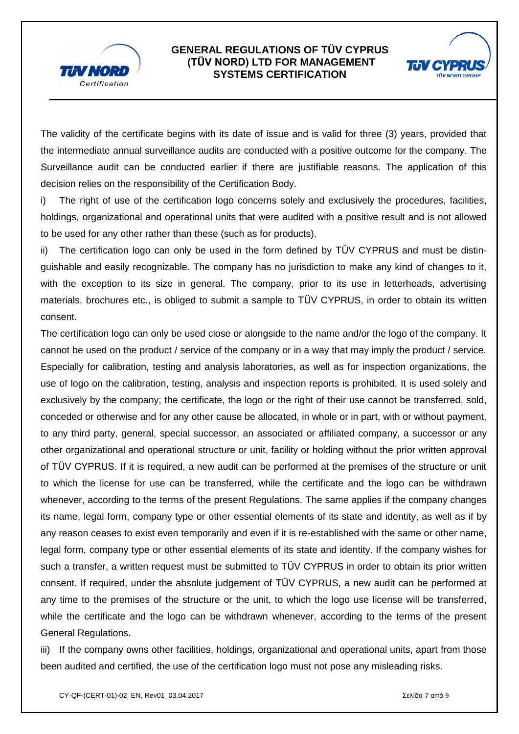The validity of the certificate begins with its date of issue and is valid for three (3) years, provided that the intermediate annual surveillance audits are conducted with a positive outcome for the company. The Surveillance audit can be conducted earlier if there are justifiable reasons. The application of this decision relies on the responsibility of the Certification Body.

i) The right of use of the certification logo concerns solely and exclusively the procedures, facilities, holdings, organizational and operational units that were audited with a positive result and is not allowed to be used for any other rather than these (such as for products).

ii) The certification logo can only be used in the form defined by TÜV CYPRUS and must be distinguishable and easily recognizable. The company has no jurisdiction to make any kind of changes to it, with the exception to its size in general. The company, prior to its use in letterheads, advertising materials, brochures etc., is obliged to submit a sample to TÜV CYPRUS, in order to obtain its written consent.

The certification logo can only be used close or alongside to the name and/or the logo of the company. It cannot be used on the product / service of the company or in a way that may imply the product / service. Especially for calibration, testing and analysis laboratories, as well as for inspection organizations, the use of logo on the calibration, testing, analysis and inspection reports is prohibited. It is used solely and exclusively by the company; the certificate, the logo or the right of their use cannot be transferred, sold, conceded or otherwise and for any other cause be allocated, in whole or in part, with or without payment, to any third party, general, special successor, an associated or affiliated company, a successor or any other organizational and operational structure or unit, facility or holding without the prior written approval of TÜV CYPRUS. If it is required, a new audit can be performed at the premises of the structure or unit to which the license for use can be transferred, while the certificate and the logo can be withdrawn whenever, according to the terms of the present Regulations. The same applies if the company changes its name, legal form, company type or other essential elements of its state and identity, as well as if by any reason ceases to exist even temporarily and even if it is re-established with the same or other name, legal form, company type or other essential elements of its state and identity. If the company wishes for such a transfer, a written request must be submitted to TÜV CYPRUS in order to obtain its prior written consent. If required, under the absolute judgement of TÜV CYPRUS, a new audit can be performed at any time to the premises of the structure or the unit, to which the logo use license will be transferred, while the certificate and the logo can be withdrawn whenever, according to the terms of the present General Regulations.

iii) If the company owns other facilities, holdings, organizational and operational units, apart from those been audited and certified, the use of the certification logo must not pose any misleading risks.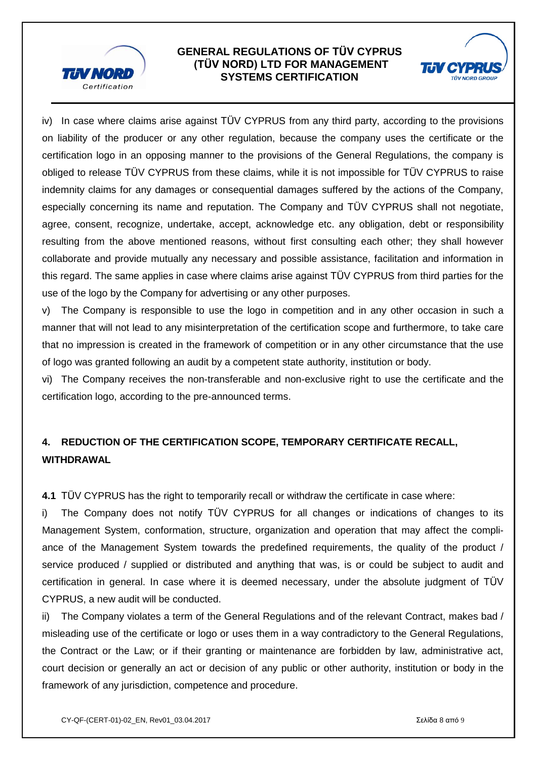iv) In case where claims arise against TÜV CYPRUS from any third party, according to the provisions on liability of the producer or any other regulation, because the company uses the certificate or the certification logo in an opposing manner to the provisions of the General Regulations, the company is obliged to release TÜV CYPRUS from these claims, while it is not impossible for TÜV CYPRUS to raise indemnity claims for any damages or consequential damages suffered by the actions of the Company, especially concerning its name and reputation. The Company and TÜV CYPRUS shall not negotiate, agree, consent, recognize, undertake, accept, acknowledge etc. any obligation, debt or responsibility resulting from the above mentioned reasons, without first consulting each other; they shall however collaborate and provide mutually any necessary and possible assistance, facilitation and information in this regard. The same applies in case where claims arise against TÜV CYPRUS from third parties for the use of the logo by the Company for advertising or any other purposes.

v) The Company is responsible to use the logo in competition and in any other occasion in such a manner that will not lead to any misinterpretation of the certification scope and furthermore, to take care that no impression is created in the framework of competition or in any other circumstance that the use of logo was granted following an audit by a competent state authority, institution or body.

vi) The Company receives the non-transferable and non-exclusive right to use the certificate and the certification logo, according to the pre-announced terms.

## 4. REDUCTION OF THE CERTIFICATION SCOPE, TEMPORARY CERTIFICATE RECALL, WITHDRAWAL

**4.1** TÜV CYPRUS has the right to temporarily recall or withdraw the certificate in case where:

i) The Company does not notify TÜV CYPRUS for all changes or indications of changes to its Management System, conformation, structure, organization and operation that may affect the compliance of the Management System towards the predefined requirements, the quality of the product / service produced / supplied or distributed and anything that was, is or could be subject to audit and certification in general. In case where it is deemed necessary, under the absolute judgment of TÜV CYPRUS, a new audit will be conducted.

ii) The Company violates a term of the General Regulations and of the relevant Contract, makes bad / misleading use of the certificate or logo or uses them in a way contradictory to the General Regulations, the Contract or the Law; or if their granting or maintenance are forbidden by law, administrative act, court decision or generally an act or decision of any public or other authority, institution or body in the framework of any jurisdiction, competence and procedure.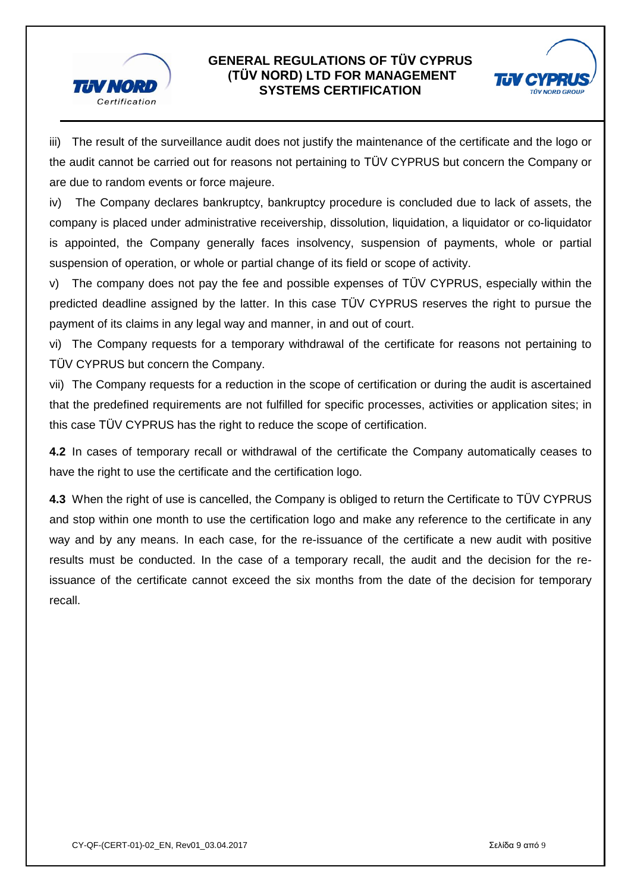iii) The result of the surveillance audit does not justify the maintenance of the certificate and the logo or the audit cannot be carried out for reasons not pertaining to TÜV CYPRUS but concern the Company or are due to random events or force majeure.

iv) The Company declares bankruptcy, bankruptcy procedure is concluded due to lack of assets, the company is placed under administrative receivership, dissolution, liquidation, a liquidator or co-liquidator is appointed, the Company generally faces insolvency, suspension of payments, whole or partial suspension of operation, or whole or partial change of its field or scope of activity.

v) The company does not pay the fee and possible expenses of TÜV CYPRUS, especially within the predicted deadline assigned by the latter. In this case TÜV CYPRUS reserves the right to pursue the payment of its claims in any legal way and manner, in and out of court.

vi) The Company requests for a temporary withdrawal of the certificate for reasons not pertaining to TÜV CYPRUS but concern the Company.

vii) The Company requests for a reduction in the scope of certification or during the audit is ascertained that the predefined requirements are not fulfilled for specific processes, activities or application sites; in this case TÜV CYPRUS has the right to reduce the scope of certification.

**4.2** In cases of temporary recall or withdrawal of the certificate the Company automatically ceases to have the right to use the certificate and the certification logo.

**4.3** When the right of use is cancelled, the Company is obliged to return the Certificate to TÜV CYPRUS and stop within one month to use the certification logo and make any reference to the certificate in any way and by any means. In each case, for the re-issuance of the certificate a new audit with positive results must be conducted. In the case of a temporary recall, the audit and the decision for the re-issuance of the certificate cannot exceed the six months from the date of the decision for temporary recall.